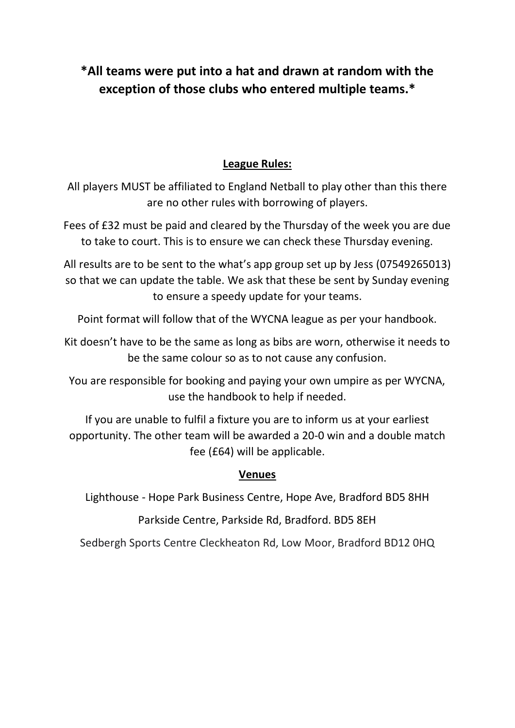**\*All teams were put into a hat and drawn at random with the exception of those clubs who entered multiple teams.\***

## League Rules:

All players MUST be affiliated to England Netball to play other than this there are no other rules with borrowing of players.

Fees of £32 must be paid and cleared by the Thursday of the week you are due to take to court. This is to ensure we can check these Thursday evening.

All results are to be sent to the what's app group set up by Jess (07549265013) so that we can update the table. We ask that these be sent by Sunday evening to ensure a speedy update for your teams.

Point format will follow that of the WYCNA league as per your handbook.

Kit doesn't have to be the same as long as bibs are worn, otherwise it needs to be the same colour so as to not cause any confusion.

You are responsible for booking and paying your own umpire as per WYCNA, use the handbook to help if needed.

If you are unable to fulfil a fixture you are to inform us at your earliest opportunity. The other team will be awarded a 20-0 win and a double match fee (£64) will be applicable.

## Venues

Lighthouse - Hope Park Business Centre, Hope Ave, Bradford BD5 8HH

Parkside Centre, Parkside Rd, Bradford. BD5 8EH

Sedbergh Sports Centre Cleckheaton Rd, Low Moor, Bradford BD12 0HQ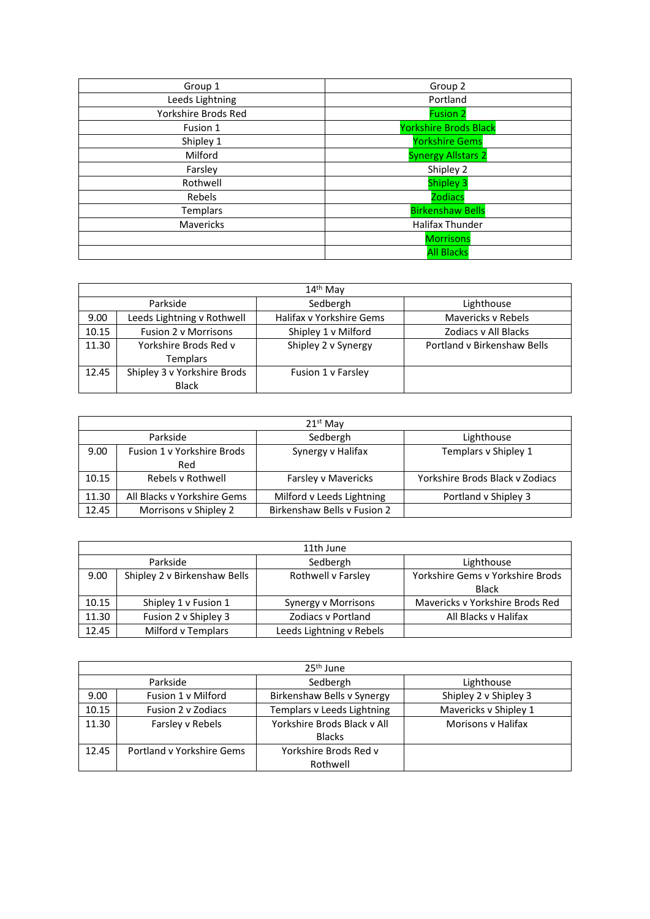| Group 1 | Group 2 |
| --- | --- |
| Leeds Lightning | Portland |
| Yorkshire Brods Red | Fusion 2 |
| Fusion 1 | Yorkshire Brods Black |
| Shipley 1 | Yorkshire Gems |
| Milford | Synergy Allstars 2 |
| Farsley | Shipley 2 |
| Rothwell | Shipley 3 |
| Rebels | Zodiacs |
| Templars | Birkenshaw Bells |
| Mavericks | Halifax Thunder |
| | Morrisons |
| | All Blacks |

| 14th May | | | |
| --- | --- | --- | --- |
| | Parkside | Sedbergh | Lighthouse |
| 9.00 | Leeds Lightning v Rothwell | Halifax v Yorkshire Gems | Mavericks v Rebels |
| 10.15 | Fusion 2 v Morrisons | Shipley 1 v Milford | Zodiacs v All Blacks |
| 11.30 | Yorkshire Brods Red v Templars | Shipley 2 v Synergy | Portland v Birkenshaw Bells |
| 12.45 | Shipley 3 v Yorkshire Brods Black | Fusion 1 v Farsley | |

| 21st May | | | |
| --- | --- | --- | --- |
| | Parkside | Sedbergh | Lighthouse |
| 9.00 | Fusion 1 v Yorkshire Brods Red | Synergy v Halifax | Templars v Shipley 1 |
| 10.15 | Rebels v Rothwell | Farsley v Mavericks | Yorkshire Brods Black v Zodiacs |
| 11.30 | All Blacks v Yorkshire Gems | Milford v Leeds Lightning | Portland v Shipley 3 |
| 12.45 | Morrisons v Shipley 2 | Birkenshaw Bells v Fusion 2 | |

| 11th June | | | |
| --- | --- | --- | --- |
| | Parkside | Sedbergh | Lighthouse |
| 9.00 | Shipley 2 v Birkenshaw Bells | Rothwell v Farsley | Yorkshire Gems v Yorkshire Brods Black |
| 10.15 | Shipley 1 v Fusion 1 | Synergy v Morrisons | Mavericks v Yorkshire Brods Red |
| 11.30 | Fusion 2 v Shipley 3 | Zodiacs v Portland | All Blacks v Halifax |
| 12.45 | Milford v Templars | Leeds Lightning v Rebels | |

| 25th June | | | |
| --- | --- | --- | --- |
| | Parkside | Sedbergh | Lighthouse |
| 9.00 | Fusion 1 v Milford | Birkenshaw Bells v Synergy | Shipley 2 v Shipley 3 |
| 10.15 | Fusion 2 v Zodiacs | Templars v Leeds Lightning | Mavericks v Shipley 1 |
| 11.30 | Farsley v Rebels | Yorkshire Brods Black v All Blacks | Morisons v Halifax |
| 12.45 | Portland v Yorkshire Gems | Yorkshire Brods Red v Rothwell | |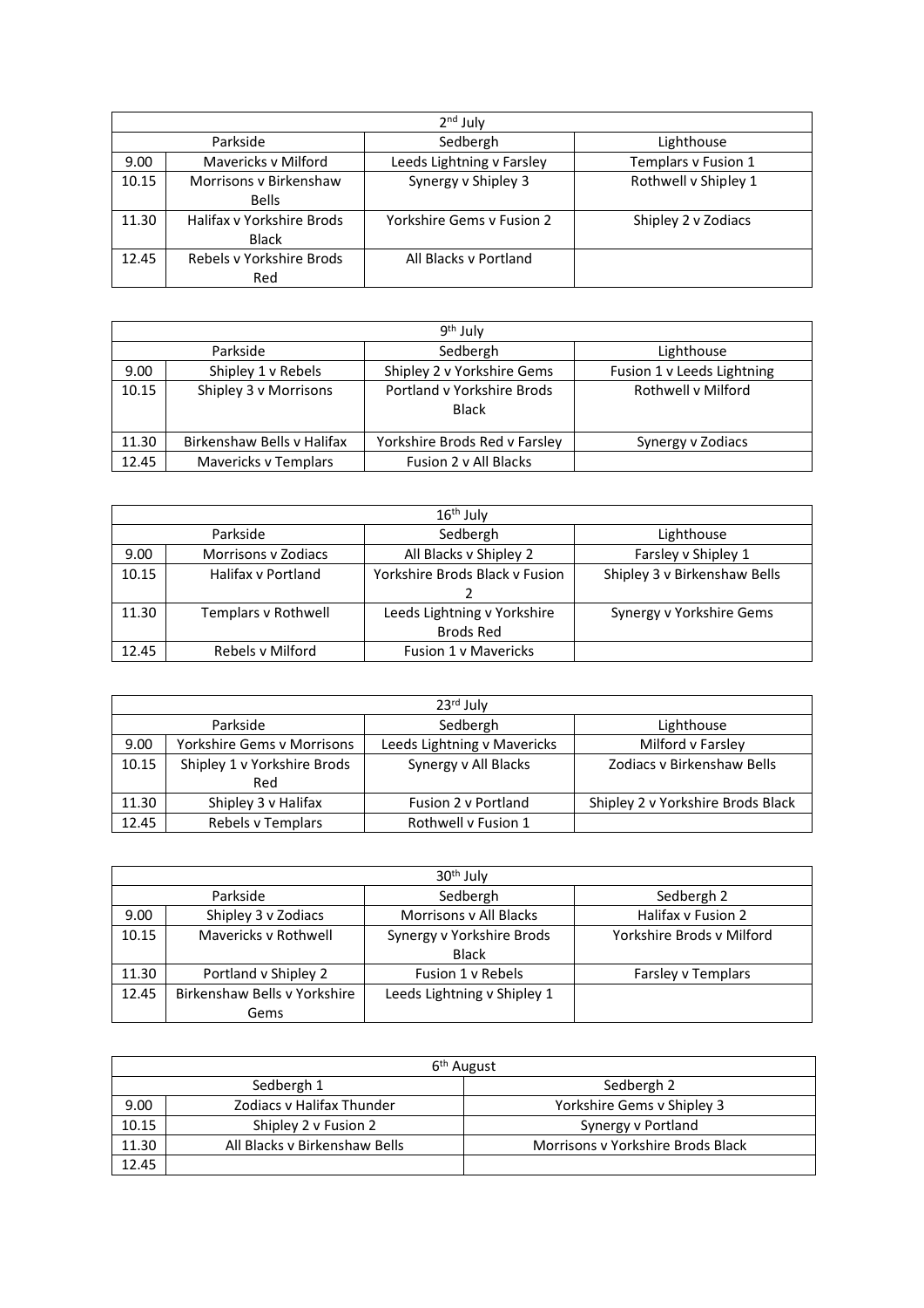| 2nd July | | | |
|---|---|---|---|
| | Parkside | Sedbergh | Lighthouse |
| 9.00 | Mavericks v Milford | Leeds Lightning v Farsley | Templars v Fusion 1 |
| 10.15 | Morrisons v Birkenshaw Bells | Synergy v Shipley 3 | Rothwell v Shipley 1 |
| 11.30 | Halifax v Yorkshire Brods Black | Yorkshire Gems v Fusion 2 | Shipley 2 v Zodiacs |
| 12.45 | Rebels v Yorkshire Brods Red | All Blacks v Portland | |

| 9th July | | | |
|---|---|---|---|
| | Parkside | Sedbergh | Lighthouse |
| 9.00 | Shipley 1 v Rebels | Shipley 2 v Yorkshire Gems | Fusion 1 v Leeds Lightning |
| 10.15 | Shipley 3 v Morrisons | Portland v Yorkshire Brods Black | Rothwell v Milford |
| 11.30 | Birkenshaw Bells v Halifax | Yorkshire Brods Red v Farsley | Synergy v Zodiacs |
| 12.45 | Mavericks v Templars | Fusion 2 v All Blacks | |

| 16th July | | | |
|---|---|---|---|
| | Parkside | Sedbergh | Lighthouse |
| 9.00 | Morrisons v Zodiacs | All Blacks v Shipley 2 | Farsley v Shipley 1 |
| 10.15 | Halifax v Portland | Yorkshire Brods Black v Fusion 2 | Shipley 3 v Birkenshaw Bells |
| 11.30 | Templars v Rothwell | Leeds Lightning v Yorkshire Brods Red | Synergy v Yorkshire Gems |
| 12.45 | Rebels v Milford | Fusion 1 v Mavericks | |

| 23rd July | | | |
|---|---|---|---|
| | Parkside | Sedbergh | Lighthouse |
| 9.00 | Yorkshire Gems v Morrisons | Leeds Lightning v Mavericks | Milford v Farsley |
| 10.15 | Shipley 1 v Yorkshire Brods Red | Synergy v All Blacks | Zodiacs v Birkenshaw Bells |
| 11.30 | Shipley 3 v Halifax | Fusion 2 v Portland | Shipley 2 v Yorkshire Brods Black |
| 12.45 | Rebels v Templars | Rothwell v Fusion 1 | |

| 30th July | | | |
|---|---|---|---|
| | Parkside | Sedbergh | Sedbergh 2 |
| 9.00 | Shipley 3 v Zodiacs | Morrisons v All Blacks | Halifax v Fusion 2 |
| 10.15 | Mavericks v Rothwell | Synergy v Yorkshire Brods Black | Yorkshire Brods v Milford |
| 11.30 | Portland v Shipley 2 | Fusion 1 v Rebels | Farsley v Templars |
| 12.45 | Birkenshaw Bells v Yorkshire Gems | Leeds Lightning v Shipley 1 | |

| 6th August | | |
|---|---|---|
| | Sedbergh 1 | Sedbergh 2 |
| 9.00 | Zodiacs v Halifax Thunder | Yorkshire Gems v Shipley 3 |
| 10.15 | Shipley 2 v Fusion 2 | Synergy v Portland |
| 11.30 | All Blacks v Birkenshaw Bells | Morrisons v Yorkshire Brods Black |
| 12.45 | | |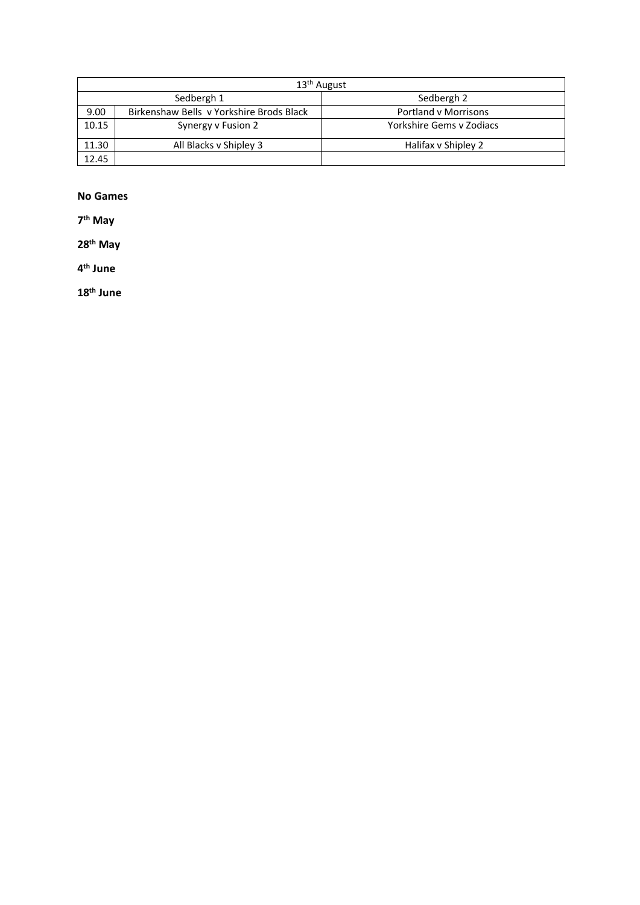| 13th August | | |
|---|---|---|
| | Sedbergh 1 | Sedbergh 2 |
| 9.00 | Birkenshaw Bells v Yorkshire Brods Black | Portland v Morrisons |
| 10.15 | Synergy v Fusion 2 | Yorkshire Gems v Zodiacs |
| 11.30 | All Blacks v Shipley 3 | Halifax v Shipley 2 |
| 12.45 | | |

**No Games**

**7th May**

**28th May**

**4th June**

**18th June**